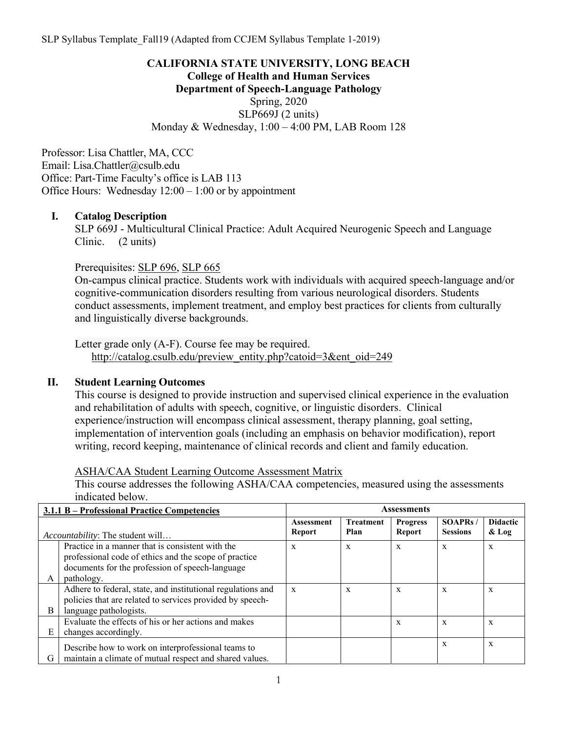SLP Syllabus Template_Fall19 (Adapted from CCJEM Syllabus Template 1-2019)

# CALIFORNIA STATE UNIVERSITY, LONG BEACH
## College of Health and Human Services
## Department of Speech-Language Pathology

Spring, 2020
SLP669J (2 units)
Monday & Wednesday, 1:00 – 4:00 PM, LAB Room 128

Professor: Lisa Chattler, MA, CCC
Email: Lisa.Chattler@csulb.edu
Office: Part-Time Faculty's office is LAB 113
Office Hours: Wednesday 12:00 – 1:00 or by appointment

## I. Catalog Description

SLP 669J - Multicultural Clinical Practice: Adult Acquired Neurogenic Speech and Language Clinic. (2 units)

Prerequisites: SLP 696, SLP 665
On-campus clinical practice. Students work with individuals with acquired speech-language and/or cognitive-communication disorders resulting from various neurological disorders. Students conduct assessments, implement treatment, and employ best practices for clients from culturally and linguistically diverse backgrounds.

Letter grade only (A-F). Course fee may be required.
http://catalog.csulb.edu/preview_entity.php?catoid=3&ent_oid=249

## II. Student Learning Outcomes

This course is designed to provide instruction and supervised clinical experience in the evaluation and rehabilitation of adults with speech, cognitive, or linguistic disorders. Clinical experience/instruction will encompass clinical assessment, therapy planning, goal setting, implementation of intervention goals (including an emphasis on behavior modification), report writing, record keeping, maintenance of clinical records and client and family education.

ASHA/CAA Student Learning Outcome Assessment Matrix
This course addresses the following ASHA/CAA competencies, measured using the assessments indicated below.

| **3.1.1 B – Professional Practice Competencies** | | **Assessments** | | | | |
|---|---|---|---|---|---|---|
| *Accountability*: The student will… | | **Assessment Report** | **Treatment Plan** | **Progress Report** | **SOAPRs / Sessions** | **Didactic & Log** |
| A | Practice in a manner that is consistent with the professional code of ethics and the scope of practice documents for the profession of speech-language pathology. | x | x | x | x | x |
| B | Adhere to federal, state, and institutional regulations and policies that are related to services provided by speech-language pathologists. | x | x | x | x | x |
| E | Evaluate the effects of his or her actions and makes changes accordingly. | | | x | x | x |
| G | Describe how to work on interprofessional teams to maintain a climate of mutual respect and shared values. | | | | x | x |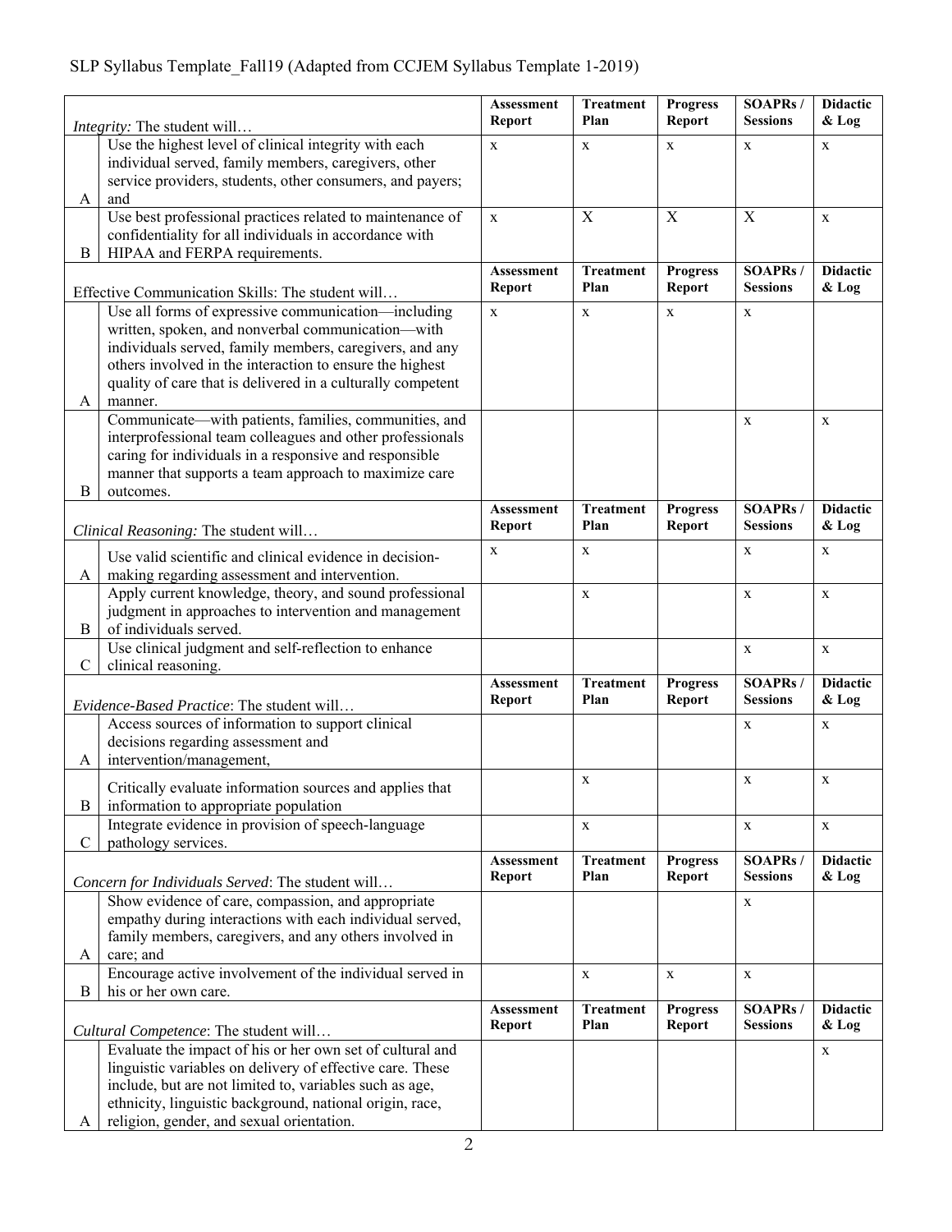| | *Integrity:* The student will… | Assessment Report | Treatment Plan | Progress Report | SOAPRs / Sessions | Didactic & Log |
|---|---|---|---|---|---|---|
| A | Use the highest level of clinical integrity with each individual served, family members, caregivers, other service providers, students, other consumers, and payers; and | x | x | x | x | x |
| B | Use best professional practices related to maintenance of confidentiality for all individuals in accordance with HIPAA and FERPA requirements. | x | X | X | X | x |
| | Effective Communication Skills: The student will… | **Assessment Report** | **Treatment Plan** | **Progress Report** | **SOAPRs / Sessions** | **Didactic & Log** |
| A | Use all forms of expressive communication—including written, spoken, and nonverbal communication—with individuals served, family members, caregivers, and any others involved in the interaction to ensure the highest quality of care that is delivered in a culturally competent manner. | x | x | x | x | |
| B | Communicate—with patients, families, communities, and interprofessional team colleagues and other professionals caring for individuals in a responsive and responsible manner that supports a team approach to maximize care outcomes. | | | | x | x |
| | *Clinical Reasoning:* The student will… | **Assessment Report** | **Treatment Plan** | **Progress Report** | **SOAPRs / Sessions** | **Didactic & Log** |
| A | Use valid scientific and clinical evidence in decision-making regarding assessment and intervention. | x | x | | x | x |
| B | Apply current knowledge, theory, and sound professional judgment in approaches to intervention and management of individuals served. | | x | | x | x |
| C | Use clinical judgment and self-reflection to enhance clinical reasoning. | | | | x | x |
| | *Evidence-Based Practice*: The student will… | **Assessment Report** | **Treatment Plan** | **Progress Report** | **SOAPRs / Sessions** | **Didactic & Log** |
| A | Access sources of information to support clinical decisions regarding assessment and intervention/management, | | | | x | x |
| B | Critically evaluate information sources and applies that information to appropriate population | | x | | x | x |
| C | Integrate evidence in provision of speech-language pathology services. | | x | | x | x |
| | *Concern for Individuals Served*: The student will… | **Assessment Report** | **Treatment Plan** | **Progress Report** | **SOAPRs / Sessions** | **Didactic & Log** |
| A | Show evidence of care, compassion, and appropriate empathy during interactions with each individual served, family members, caregivers, and any others involved in care; and | | | | x | |
| B | Encourage active involvement of the individual served in his or her own care. | | x | x | x | |
| | *Cultural Competence*: The student will… | **Assessment Report** | **Treatment Plan** | **Progress Report** | **SOAPRs / Sessions** | **Didactic & Log** |
| A | Evaluate the impact of his or her own set of cultural and linguistic variables on delivery of effective care. These include, but are not limited to, variables such as age, ethnicity, linguistic background, national origin, race, religion, gender, and sexual orientation. | | | | | x |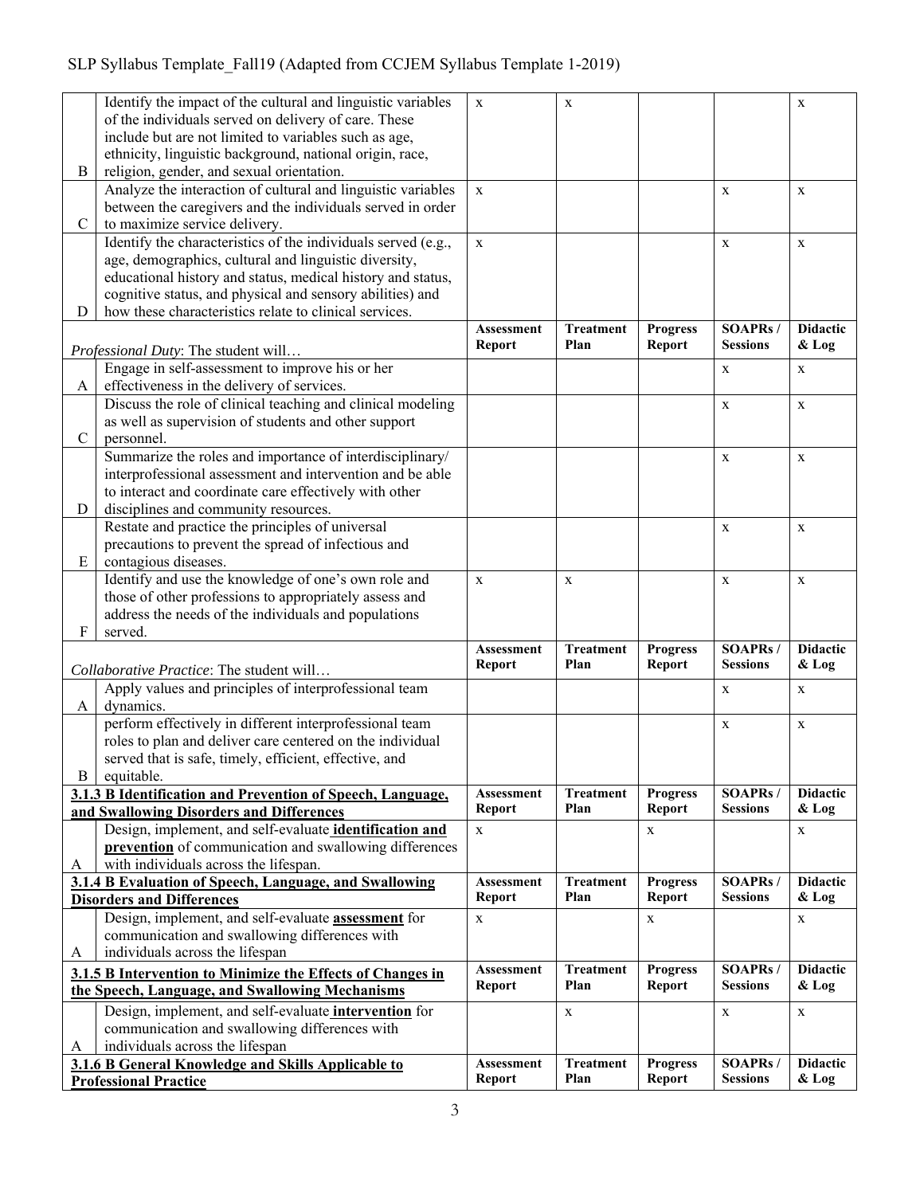| | | Assessment Report | Treatment Plan | Progress Report | SOAPRs / Sessions | Didactic & Log |
|---|---|---|---|---|---|---|
| B | Identify the impact of the cultural and linguistic variables of the individuals served on delivery of care. These include but are not limited to variables such as age, ethnicity, linguistic background, national origin, race, religion, gender, and sexual orientation. | x | x | | | x |
| C | Analyze the interaction of cultural and linguistic variables between the caregivers and the individuals served in order to maximize service delivery. | x | | | x | x |
| D | Identify the characteristics of the individuals served (e.g., age, demographics, cultural and linguistic diversity, educational history and status, medical history and status, cognitive status, and physical and sensory abilities) and how these characteristics relate to clinical services. | x | | | x | x |
| | *Professional Duty*: The student will… | **Assessment Report** | **Treatment Plan** | **Progress Report** | **SOAPRs / Sessions** | **Didactic & Log** |
| A | Engage in self-assessment to improve his or her effectiveness in the delivery of services. | | | | x | x |
| C | Discuss the role of clinical teaching and clinical modeling as well as supervision of students and other support personnel. | | | | x | x |
| D | Summarize the roles and importance of interdisciplinary/ interprofessional assessment and intervention and be able to interact and coordinate care effectively with other disciplines and community resources. | | | | x | x |
| E | Restate and practice the principles of universal precautions to prevent the spread of infectious and contagious diseases. | | | | x | x |
| F | Identify and use the knowledge of one's own role and those of other professions to appropriately assess and address the needs of the individuals and populations served. | x | x | | x | x |
| | *Collaborative Practice*: The student will… | **Assessment Report** | **Treatment Plan** | **Progress Report** | **SOAPRs / Sessions** | **Didactic & Log** |
| A | Apply values and principles of interprofessional team dynamics. | | | | x | x |
| B | perform effectively in different interprofessional team roles to plan and deliver care centered on the individual served that is safe, timely, efficient, effective, and equitable. | | | | x | x |
| | **3.1.3 B Identification and Prevention of Speech, Language, and Swallowing Disorders and Differences** | **Assessment Report** | **Treatment Plan** | **Progress Report** | **SOAPRs / Sessions** | **Didactic & Log** |
| A | Design, implement, and self-evaluate **identification and prevention** of communication and swallowing differences with individuals across the lifespan. | x | | x | | x |
| | **3.1.4 B Evaluation of Speech, Language, and Swallowing Disorders and Differences** | **Assessment Report** | **Treatment Plan** | **Progress Report** | **SOAPRs / Sessions** | **Didactic & Log** |
| A | Design, implement, and self-evaluate **assessment** for communication and swallowing differences with individuals across the lifespan | x | | x | | x |
| | **3.1.5 B Intervention to Minimize the Effects of Changes in the Speech, Language, and Swallowing Mechanisms** | **Assessment Report** | **Treatment Plan** | **Progress Report** | **SOAPRs / Sessions** | **Didactic & Log** |
| A | Design, implement, and self-evaluate **intervention** for communication and swallowing differences with individuals across the lifespan | | x | | x | x |
| | **3.1.6 B General Knowledge and Skills Applicable to Professional Practice** | **Assessment Report** | **Treatment Plan** | **Progress Report** | **SOAPRs / Sessions** | **Didactic & Log** |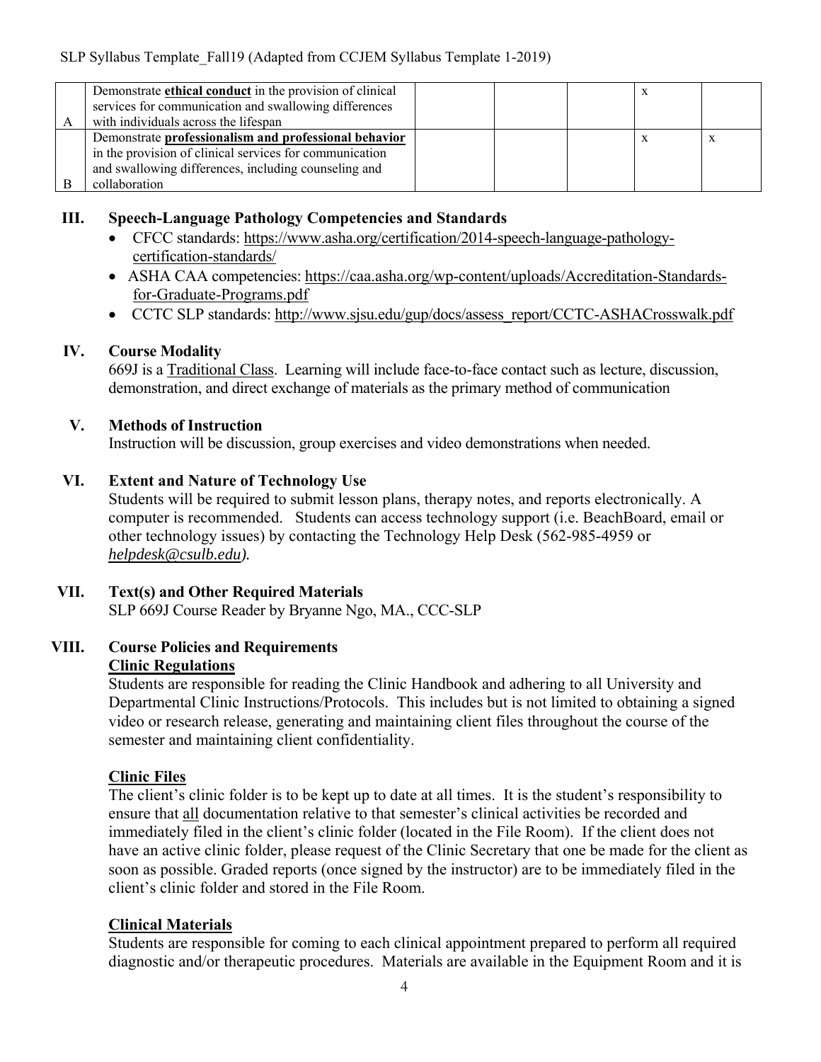| | | | | | | |
|---|---|---|---|---|---|---|
| A | Demonstrate **ethical conduct** in the provision of clinical services for communication and swallowing differences with individuals across the lifespan | | | | x | |
| B | Demonstrate **professionalism and professional behavior** in the provision of clinical services for communication and swallowing differences, including counseling and collaboration | | | | x | x |

## III. Speech-Language Pathology Competencies and Standards

- CFCC standards: https://www.asha.org/certification/2014-speech-language-pathology-certification-standards/
- ASHA CAA competencies: https://caa.asha.org/wp-content/uploads/Accreditation-Standards-for-Graduate-Programs.pdf
- CCTC SLP standards: http://www.sjsu.edu/gup/docs/assess_report/CCTC-ASHACrosswalk.pdf

## IV. Course Modality

669J is a Traditional Class. Learning will include face-to-face contact such as lecture, discussion, demonstration, and direct exchange of materials as the primary method of communication

## V. Methods of Instruction

Instruction will be discussion, group exercises and video demonstrations when needed.

## VI. Extent and Nature of Technology Use

Students will be required to submit lesson plans, therapy notes, and reports electronically. A computer is recommended. Students can access technology support (i.e. BeachBoard, email or other technology issues) by contacting the Technology Help Desk (562-985-4959 or *helpdesk@csulb.edu).*

## VII. Text(s) and Other Required Materials

SLP 669J Course Reader by Bryanne Ngo, MA., CCC-SLP

## VIII. Course Policies and Requirements

### Clinic Regulations

Students are responsible for reading the Clinic Handbook and adhering to all University and Departmental Clinic Instructions/Protocols. This includes but is not limited to obtaining a signed video or research release, generating and maintaining client files throughout the course of the semester and maintaining client confidentiality.

### Clinic Files

The client's clinic folder is to be kept up to date at all times. It is the student's responsibility to ensure that all documentation relative to that semester's clinical activities be recorded and immediately filed in the client's clinic folder (located in the File Room). If the client does not have an active clinic folder, please request of the Clinic Secretary that one be made for the client as soon as possible. Graded reports (once signed by the instructor) are to be immediately filed in the client's clinic folder and stored in the File Room.

### Clinical Materials

Students are responsible for coming to each clinical appointment prepared to perform all required diagnostic and/or therapeutic procedures. Materials are available in the Equipment Room and it is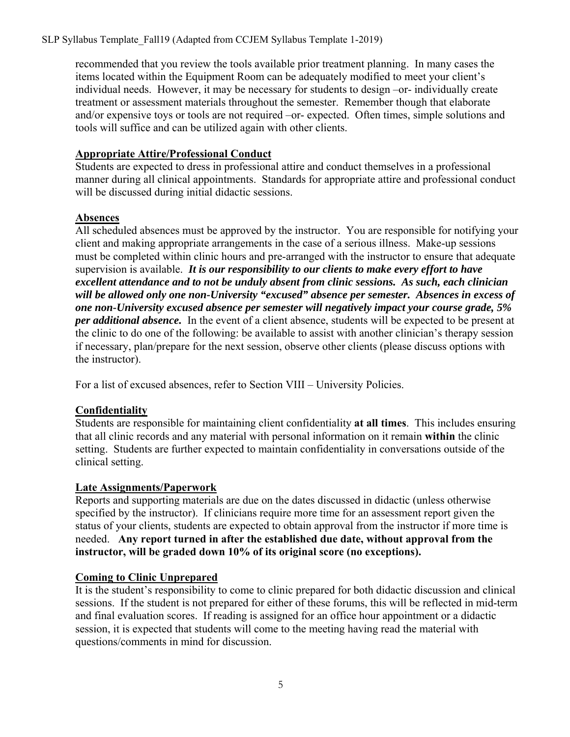recommended that you review the tools available prior treatment planning. In many cases the items located within the Equipment Room can be adequately modified to meet your client's individual needs. However, it may be necessary for students to design –or- individually create treatment or assessment materials throughout the semester. Remember though that elaborate and/or expensive toys or tools are not required –or- expected. Often times, simple solutions and tools will suffice and can be utilized again with other clients.

**Appropriate Attire/Professional Conduct**

Students are expected to dress in professional attire and conduct themselves in a professional manner during all clinical appointments. Standards for appropriate attire and professional conduct will be discussed during initial didactic sessions.

**Absences**

All scheduled absences must be approved by the instructor. You are responsible for notifying your client and making appropriate arrangements in the case of a serious illness. Make-up sessions must be completed within clinic hours and pre-arranged with the instructor to ensure that adequate supervision is available. ***It is our responsibility to our clients to make every effort to have excellent attendance and to not be unduly absent from clinic sessions. As such, each clinician will be allowed only one non-University "excused" absence per semester. Absences in excess of one non-University excused absence per semester will negatively impact your course grade, 5% per additional absence.*** In the event of a client absence, students will be expected to be present at the clinic to do one of the following: be available to assist with another clinician's therapy session if necessary, plan/prepare for the next session, observe other clients (please discuss options with the instructor).

For a list of excused absences, refer to Section VIII – University Policies.

**Confidentiality**

Students are responsible for maintaining client confidentiality **at all times**. This includes ensuring that all clinic records and any material with personal information on it remain **within** the clinic setting. Students are further expected to maintain confidentiality in conversations outside of the clinical setting.

**Late Assignments/Paperwork**

Reports and supporting materials are due on the dates discussed in didactic (unless otherwise specified by the instructor). If clinicians require more time for an assessment report given the status of your clients, students are expected to obtain approval from the instructor if more time is needed. **Any report turned in after the established due date, without approval from the instructor, will be graded down 10% of its original score (no exceptions).**

**Coming to Clinic Unprepared**

It is the student's responsibility to come to clinic prepared for both didactic discussion and clinical sessions. If the student is not prepared for either of these forums, this will be reflected in mid-term and final evaluation scores. If reading is assigned for an office hour appointment or a didactic session, it is expected that students will come to the meeting having read the material with questions/comments in mind for discussion.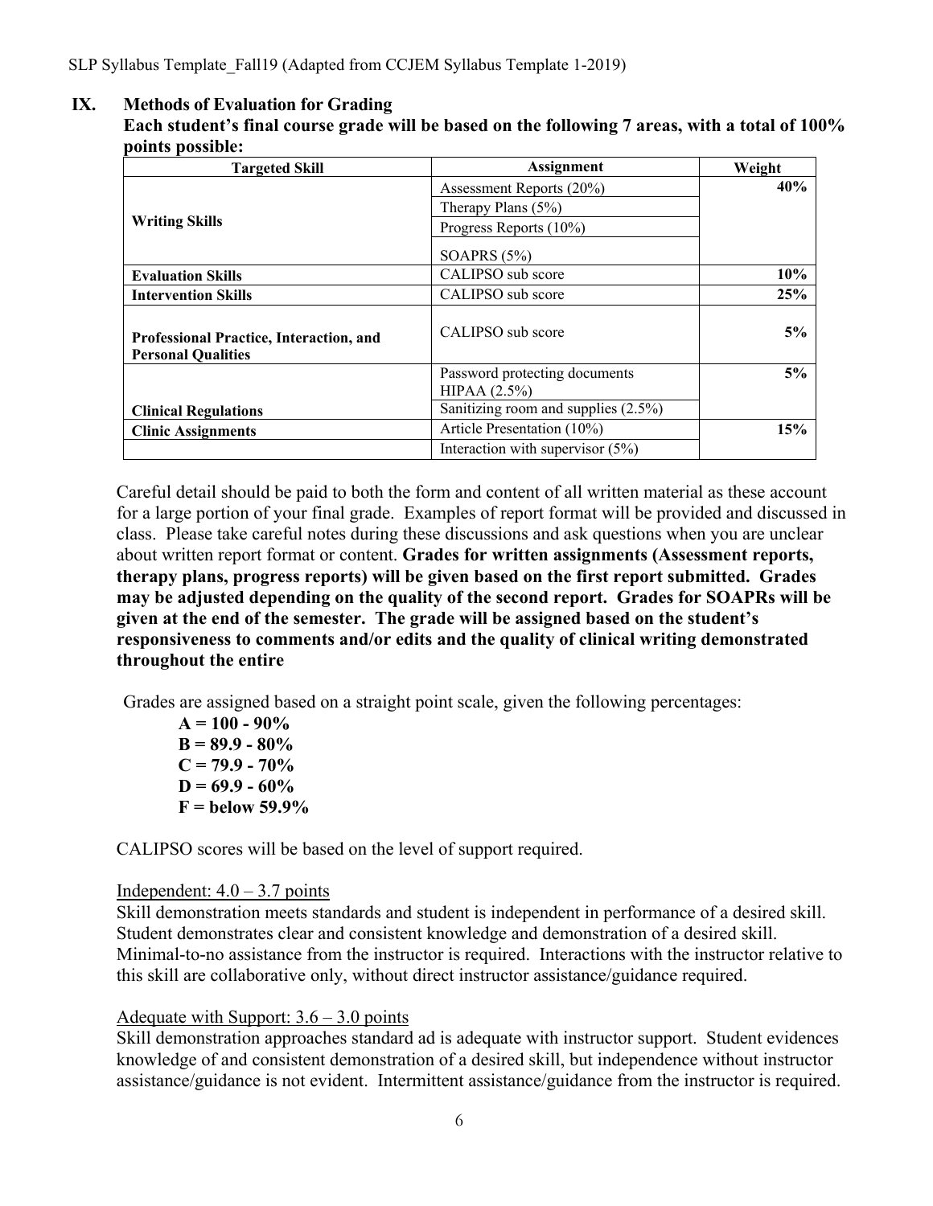## IX. Methods of Evaluation for Grading

**Each student's final course grade will be based on the following 7 areas, with a total of 100% points possible:**

| Targeted Skill | Assignment | Weight |
|---|---|---|
| **Writing Skills** | Assessment Reports (20%) | **40%** |
| | Therapy Plans (5%) | |
| | Progress Reports (10%) | |
| | SOAPRS (5%) | |
| **Evaluation Skills** | CALIPSO sub score | **10%** |
| **Intervention Skills** | CALIPSO sub score | **25%** |
| **Professional Practice, Interaction, and Personal Qualities** | CALIPSO sub score | **5%** |
| **Clinical Regulations** | Password protecting documents HIPAA (2.5%) | **5%** |
| | Sanitizing room and supplies (2.5%) | |
| **Clinic Assignments** | Article Presentation (10%) | **15%** |
| | Interaction with supervisor (5%) | |

Careful detail should be paid to both the form and content of all written material as these account for a large portion of your final grade. Examples of report format will be provided and discussed in class. Please take careful notes during these discussions and ask questions when you are unclear about written report format or content. **Grades for written assignments (Assessment reports, therapy plans, progress reports) will be given based on the first report submitted. Grades may be adjusted depending on the quality of the second report. Grades for SOAPRs will be given at the end of the semester. The grade will be assigned based on the student's responsiveness to comments and/or edits and the quality of clinical writing demonstrated throughout the entire**

Grades are assigned based on a straight point scale, given the following percentages:

**A = 100 - 90%**
**B = 89.9 - 80%**
**C = 79.9 - 70%**
**D = 69.9 - 60%**
**F = below 59.9%**

CALIPSO scores will be based on the level of support required.

Independent: 4.0 – 3.7 points
Skill demonstration meets standards and student is independent in performance of a desired skill. Student demonstrates clear and consistent knowledge and demonstration of a desired skill. Minimal-to-no assistance from the instructor is required. Interactions with the instructor relative to this skill are collaborative only, without direct instructor assistance/guidance required.

Adequate with Support: 3.6 – 3.0 points
Skill demonstration approaches standard ad is adequate with instructor support. Student evidences knowledge of and consistent demonstration of a desired skill, but independence without instructor assistance/guidance is not evident. Intermittent assistance/guidance from the instructor is required.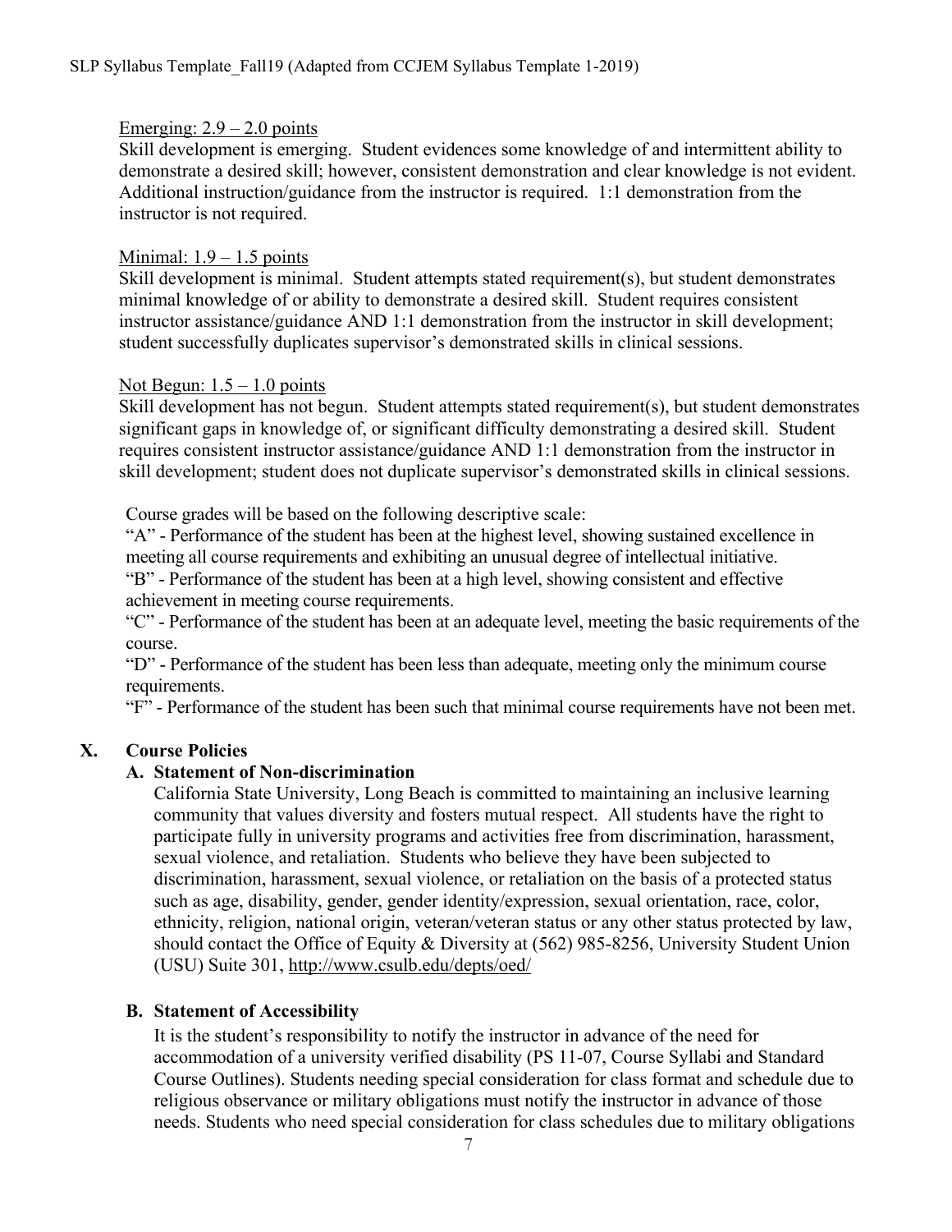Emerging: 2.9 – 2.0 points

Skill development is emerging. Student evidences some knowledge of and intermittent ability to demonstrate a desired skill; however, consistent demonstration and clear knowledge is not evident. Additional instruction/guidance from the instructor is required. 1:1 demonstration from the instructor is not required.

Minimal: 1.9 – 1.5 points

Skill development is minimal. Student attempts stated requirement(s), but student demonstrates minimal knowledge of or ability to demonstrate a desired skill. Student requires consistent instructor assistance/guidance AND 1:1 demonstration from the instructor in skill development; student successfully duplicates supervisor's demonstrated skills in clinical sessions.

Not Begun: 1.5 – 1.0 points

Skill development has not begun. Student attempts stated requirement(s), but student demonstrates significant gaps in knowledge of, or significant difficulty demonstrating a desired skill. Student requires consistent instructor assistance/guidance AND 1:1 demonstration from the instructor in skill development; student does not duplicate supervisor's demonstrated skills in clinical sessions.

Course grades will be based on the following descriptive scale:

"A" - Performance of the student has been at the highest level, showing sustained excellence in meeting all course requirements and exhibiting an unusual degree of intellectual initiative.

"B" - Performance of the student has been at a high level, showing consistent and effective achievement in meeting course requirements.

"C" - Performance of the student has been at an adequate level, meeting the basic requirements of the course.

"D" - Performance of the student has been less than adequate, meeting only the minimum course requirements.

"F" - Performance of the student has been such that minimal course requirements have not been met.

## X. Course Policies

### A. Statement of Non-discrimination

California State University, Long Beach is committed to maintaining an inclusive learning community that values diversity and fosters mutual respect. All students have the right to participate fully in university programs and activities free from discrimination, harassment, sexual violence, and retaliation. Students who believe they have been subjected to discrimination, harassment, sexual violence, or retaliation on the basis of a protected status such as age, disability, gender, gender identity/expression, sexual orientation, race, color, ethnicity, religion, national origin, veteran/veteran status or any other status protected by law, should contact the Office of Equity & Diversity at (562) 985-8256, University Student Union (USU) Suite 301, http://www.csulb.edu/depts/oed/

### B. Statement of Accessibility

It is the student's responsibility to notify the instructor in advance of the need for accommodation of a university verified disability (PS 11-07, Course Syllabi and Standard Course Outlines). Students needing special consideration for class format and schedule due to religious observance or military obligations must notify the instructor in advance of those needs. Students who need special consideration for class schedules due to military obligations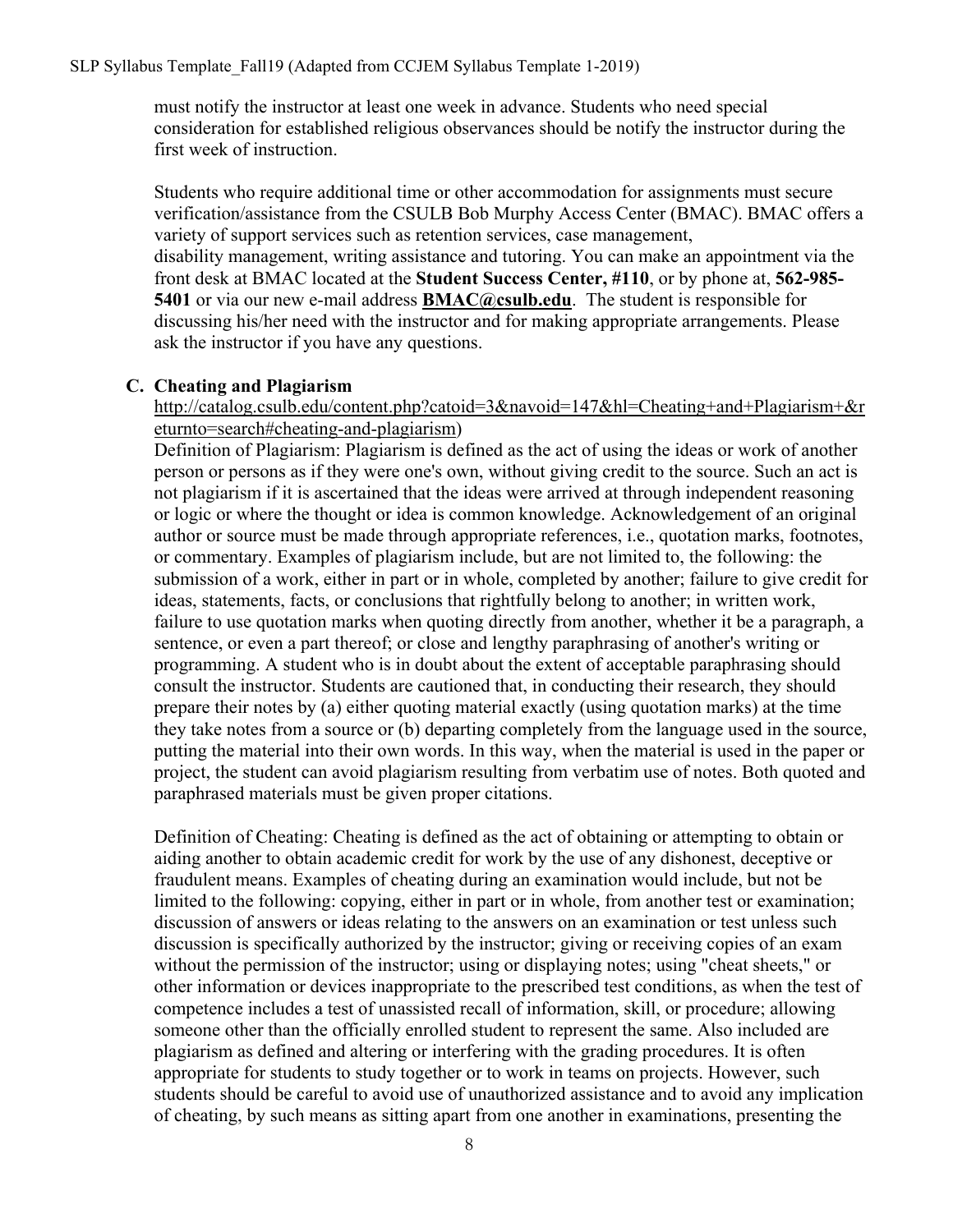must notify the instructor at least one week in advance. Students who need special consideration for established religious observances should be notify the instructor during the first week of instruction.

Students who require additional time or other accommodation for assignments must secure verification/assistance from the CSULB Bob Murphy Access Center (BMAC). BMAC offers a variety of support services such as retention services, case management, disability management, writing assistance and tutoring. You can make an appointment via the front desk at BMAC located at the **Student Success Center, #110**, or by phone at, **562-985-5401** or via our new e-mail address **BMAC@csulb.edu**. The student is responsible for discussing his/her need with the instructor and for making appropriate arrangements. Please ask the instructor if you have any questions.

### C. Cheating and Plagiarism

http://catalog.csulb.edu/content.php?catoid=3&navoid=147&hl=Cheating+and+Plagiarism+&returnto=search#cheating-and-plagiarism)

Definition of Plagiarism: Plagiarism is defined as the act of using the ideas or work of another person or persons as if they were one's own, without giving credit to the source. Such an act is not plagiarism if it is ascertained that the ideas were arrived at through independent reasoning or logic or where the thought or idea is common knowledge. Acknowledgement of an original author or source must be made through appropriate references, i.e., quotation marks, footnotes, or commentary. Examples of plagiarism include, but are not limited to, the following: the submission of a work, either in part or in whole, completed by another; failure to give credit for ideas, statements, facts, or conclusions that rightfully belong to another; in written work, failure to use quotation marks when quoting directly from another, whether it be a paragraph, a sentence, or even a part thereof; or close and lengthy paraphrasing of another's writing or programming. A student who is in doubt about the extent of acceptable paraphrasing should consult the instructor. Students are cautioned that, in conducting their research, they should prepare their notes by (a) either quoting material exactly (using quotation marks) at the time they take notes from a source or (b) departing completely from the language used in the source, putting the material into their own words. In this way, when the material is used in the paper or project, the student can avoid plagiarism resulting from verbatim use of notes. Both quoted and paraphrased materials must be given proper citations.

Definition of Cheating: Cheating is defined as the act of obtaining or attempting to obtain or aiding another to obtain academic credit for work by the use of any dishonest, deceptive or fraudulent means. Examples of cheating during an examination would include, but not be limited to the following: copying, either in part or in whole, from another test or examination; discussion of answers or ideas relating to the answers on an examination or test unless such discussion is specifically authorized by the instructor; giving or receiving copies of an exam without the permission of the instructor; using or displaying notes; using "cheat sheets," or other information or devices inappropriate to the prescribed test conditions, as when the test of competence includes a test of unassisted recall of information, skill, or procedure; allowing someone other than the officially enrolled student to represent the same. Also included are plagiarism as defined and altering or interfering with the grading procedures. It is often appropriate for students to study together or to work in teams on projects. However, such students should be careful to avoid use of unauthorized assistance and to avoid any implication of cheating, by such means as sitting apart from one another in examinations, presenting the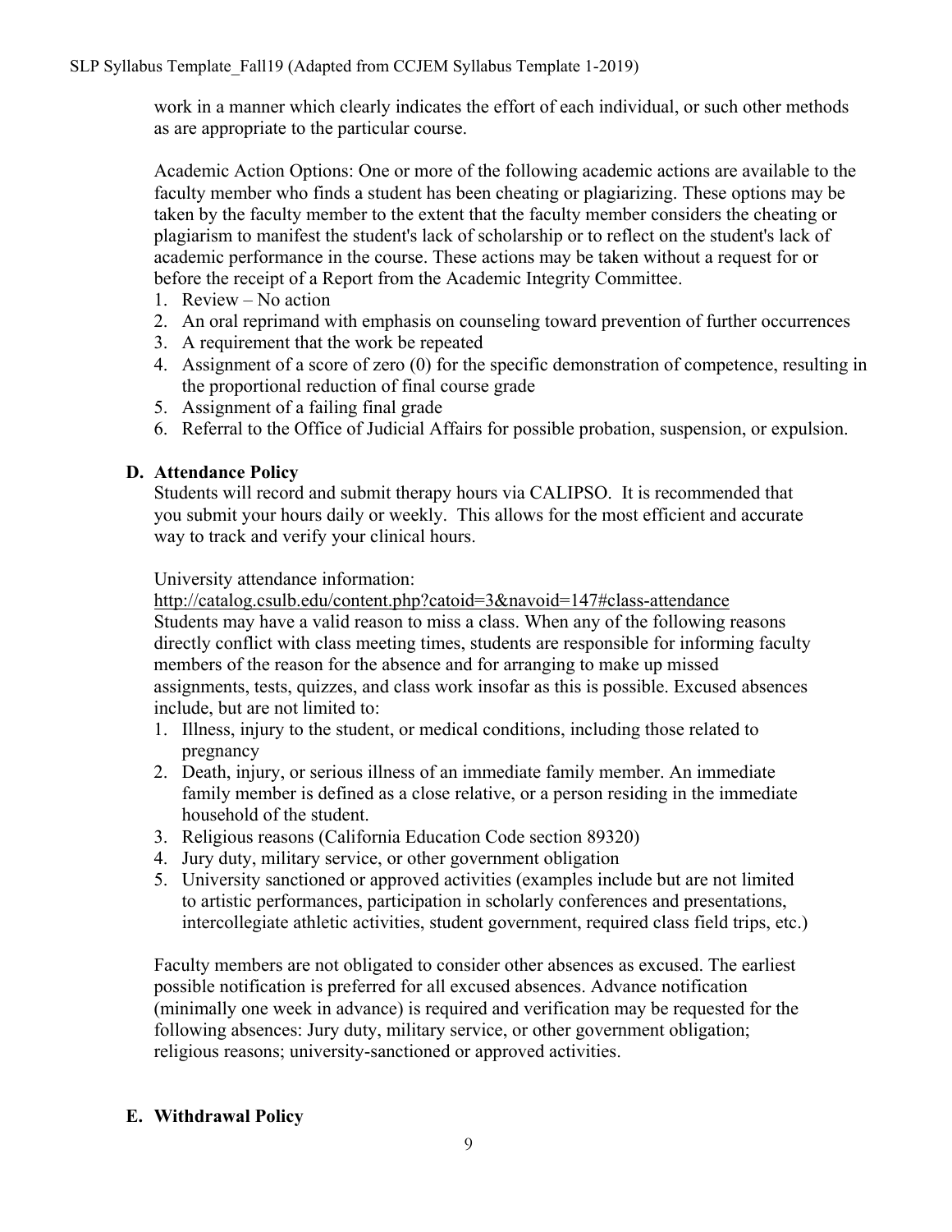work in a manner which clearly indicates the effort of each individual, or such other methods as are appropriate to the particular course.

Academic Action Options: One or more of the following academic actions are available to the faculty member who finds a student has been cheating or plagiarizing. These options may be taken by the faculty member to the extent that the faculty member considers the cheating or plagiarism to manifest the student's lack of scholarship or to reflect on the student's lack of academic performance in the course. These actions may be taken without a request for or before the receipt of a Report from the Academic Integrity Committee.

1. Review – No action
2. An oral reprimand with emphasis on counseling toward prevention of further occurrences
3. A requirement that the work be repeated
4. Assignment of a score of zero (0) for the specific demonstration of competence, resulting in the proportional reduction of final course grade
5. Assignment of a failing final grade
6. Referral to the Office of Judicial Affairs for possible probation, suspension, or expulsion.

## D. Attendance Policy

Students will record and submit therapy hours via CALIPSO. It is recommended that you submit your hours daily or weekly. This allows for the most efficient and accurate way to track and verify your clinical hours.

University attendance information:
http://catalog.csulb.edu/content.php?catoid=3&navoid=147#class-attendance
Students may have a valid reason to miss a class. When any of the following reasons directly conflict with class meeting times, students are responsible for informing faculty members of the reason for the absence and for arranging to make up missed assignments, tests, quizzes, and class work insofar as this is possible. Excused absences include, but are not limited to:

1. Illness, injury to the student, or medical conditions, including those related to pregnancy
2. Death, injury, or serious illness of an immediate family member. An immediate family member is defined as a close relative, or a person residing in the immediate household of the student.
3. Religious reasons (California Education Code section 89320)
4. Jury duty, military service, or other government obligation
5. University sanctioned or approved activities (examples include but are not limited to artistic performances, participation in scholarly conferences and presentations, intercollegiate athletic activities, student government, required class field trips, etc.)

Faculty members are not obligated to consider other absences as excused. The earliest possible notification is preferred for all excused absences. Advance notification (minimally one week in advance) is required and verification may be requested for the following absences: Jury duty, military service, or other government obligation; religious reasons; university-sanctioned or approved activities.

## E. Withdrawal Policy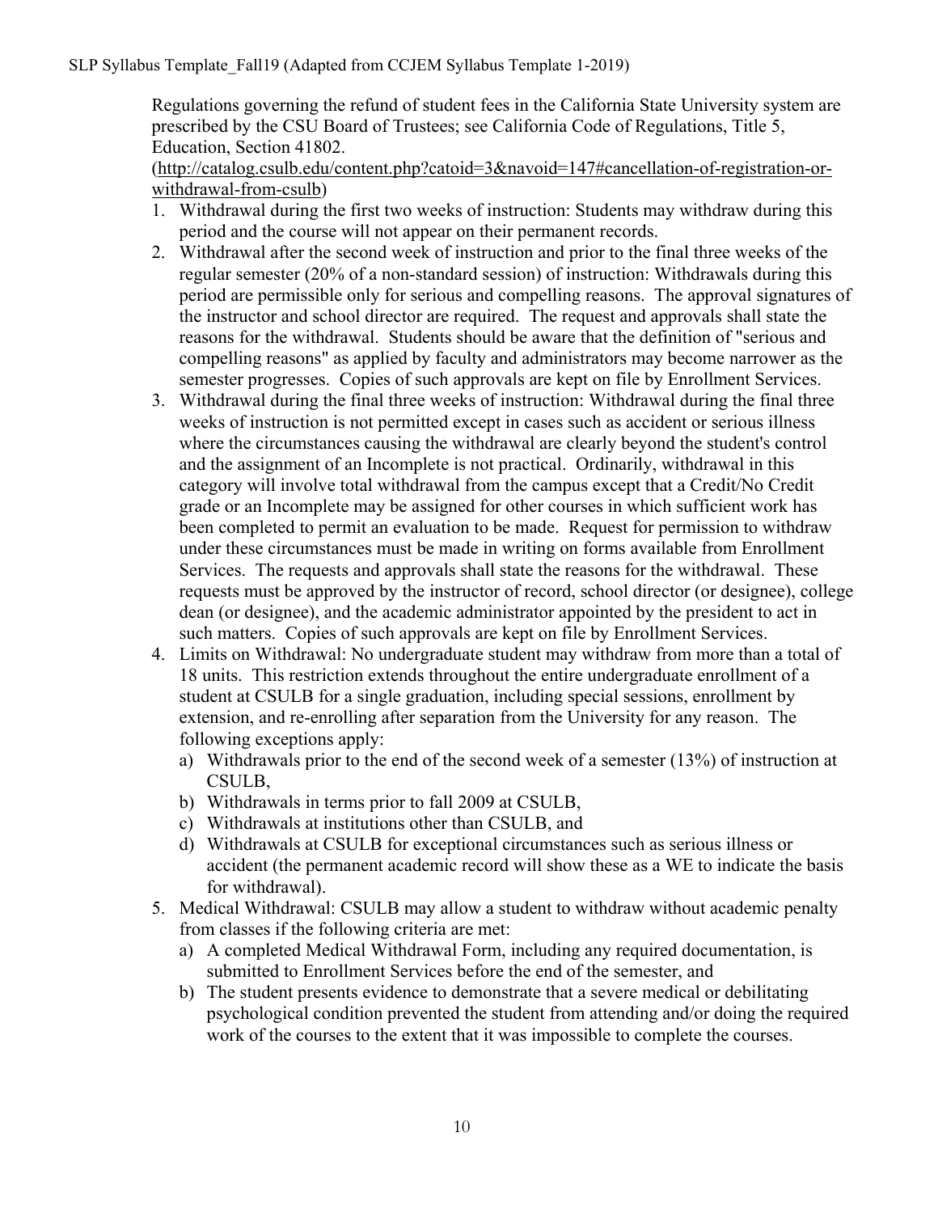Regulations governing the refund of student fees in the California State University system are prescribed by the CSU Board of Trustees; see California Code of Regulations, Title 5, Education, Section 41802. (http://catalog.csulb.edu/content.php?catoid=3&navoid=147#cancellation-of-registration-or-withdrawal-from-csulb)

1. Withdrawal during the first two weeks of instruction: Students may withdraw during this period and the course will not appear on their permanent records.
2. Withdrawal after the second week of instruction and prior to the final three weeks of the regular semester (20% of a non-standard session) of instruction: Withdrawals during this period are permissible only for serious and compelling reasons. The approval signatures of the instructor and school director are required. The request and approvals shall state the reasons for the withdrawal. Students should be aware that the definition of "serious and compelling reasons" as applied by faculty and administrators may become narrower as the semester progresses. Copies of such approvals are kept on file by Enrollment Services.
3. Withdrawal during the final three weeks of instruction: Withdrawal during the final three weeks of instruction is not permitted except in cases such as accident or serious illness where the circumstances causing the withdrawal are clearly beyond the student's control and the assignment of an Incomplete is not practical. Ordinarily, withdrawal in this category will involve total withdrawal from the campus except that a Credit/No Credit grade or an Incomplete may be assigned for other courses in which sufficient work has been completed to permit an evaluation to be made. Request for permission to withdraw under these circumstances must be made in writing on forms available from Enrollment Services. The requests and approvals shall state the reasons for the withdrawal. These requests must be approved by the instructor of record, school director (or designee), college dean (or designee), and the academic administrator appointed by the president to act in such matters. Copies of such approvals are kept on file by Enrollment Services.
4. Limits on Withdrawal: No undergraduate student may withdraw from more than a total of 18 units. This restriction extends throughout the entire undergraduate enrollment of a student at CSULB for a single graduation, including special sessions, enrollment by extension, and re-enrolling after separation from the University for any reason. The following exceptions apply:
   a) Withdrawals prior to the end of the second week of a semester (13%) of instruction at CSULB,
   b) Withdrawals in terms prior to fall 2009 at CSULB,
   c) Withdrawals at institutions other than CSULB, and
   d) Withdrawals at CSULB for exceptional circumstances such as serious illness or accident (the permanent academic record will show these as a WE to indicate the basis for withdrawal).
5. Medical Withdrawal: CSULB may allow a student to withdraw without academic penalty from classes if the following criteria are met:
   a) A completed Medical Withdrawal Form, including any required documentation, is submitted to Enrollment Services before the end of the semester, and
   b) The student presents evidence to demonstrate that a severe medical or debilitating psychological condition prevented the student from attending and/or doing the required work of the courses to the extent that it was impossible to complete the courses.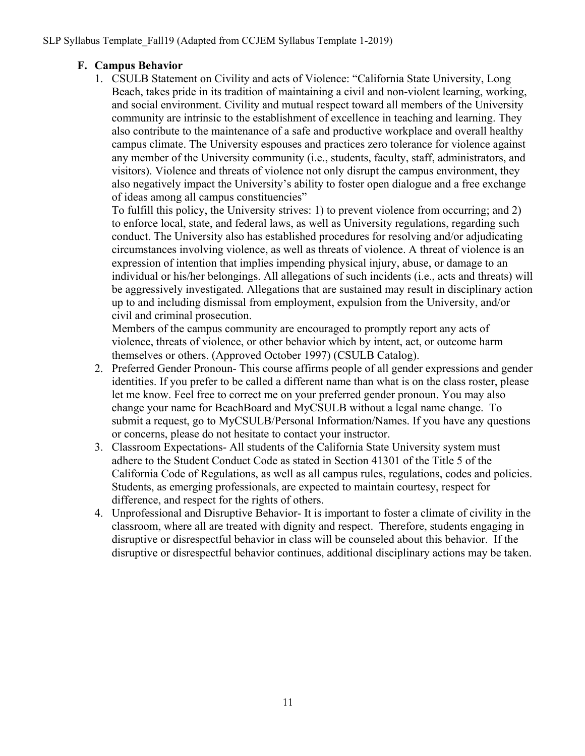### F. Campus Behavior

1. CSULB Statement on Civility and acts of Violence: "California State University, Long Beach, takes pride in its tradition of maintaining a civil and non-violent learning, working, and social environment. Civility and mutual respect toward all members of the University community are intrinsic to the establishment of excellence in teaching and learning. They also contribute to the maintenance of a safe and productive workplace and overall healthy campus climate. The University espouses and practices zero tolerance for violence against any member of the University community (i.e., students, faculty, staff, administrators, and visitors). Violence and threats of violence not only disrupt the campus environment, they also negatively impact the University's ability to foster open dialogue and a free exchange of ideas among all campus constituencies"

   To fulfill this policy, the University strives: 1) to prevent violence from occurring; and 2) to enforce local, state, and federal laws, as well as University regulations, regarding such conduct. The University also has established procedures for resolving and/or adjudicating circumstances involving violence, as well as threats of violence. A threat of violence is an expression of intention that implies impending physical injury, abuse, or damage to an individual or his/her belongings. All allegations of such incidents (i.e., acts and threats) will be aggressively investigated. Allegations that are sustained may result in disciplinary action up to and including dismissal from employment, expulsion from the University, and/or civil and criminal prosecution.

   Members of the campus community are encouraged to promptly report any acts of violence, threats of violence, or other behavior which by intent, act, or outcome harm themselves or others. (Approved October 1997) (CSULB Catalog).
2. Preferred Gender Pronoun- This course affirms people of all gender expressions and gender identities. If you prefer to be called a different name than what is on the class roster, please let me know. Feel free to correct me on your preferred gender pronoun. You may also change your name for BeachBoard and MyCSULB without a legal name change. To submit a request, go to MyCSULB/Personal Information/Names. If you have any questions or concerns, please do not hesitate to contact your instructor.
3. Classroom Expectations- All students of the California State University system must adhere to the Student Conduct Code as stated in Section 41301 of the Title 5 of the California Code of Regulations, as well as all campus rules, regulations, codes and policies. Students, as emerging professionals, are expected to maintain courtesy, respect for difference, and respect for the rights of others.
4. Unprofessional and Disruptive Behavior- It is important to foster a climate of civility in the classroom, where all are treated with dignity and respect. Therefore, students engaging in disruptive or disrespectful behavior in class will be counseled about this behavior. If the disruptive or disrespectful behavior continues, additional disciplinary actions may be taken.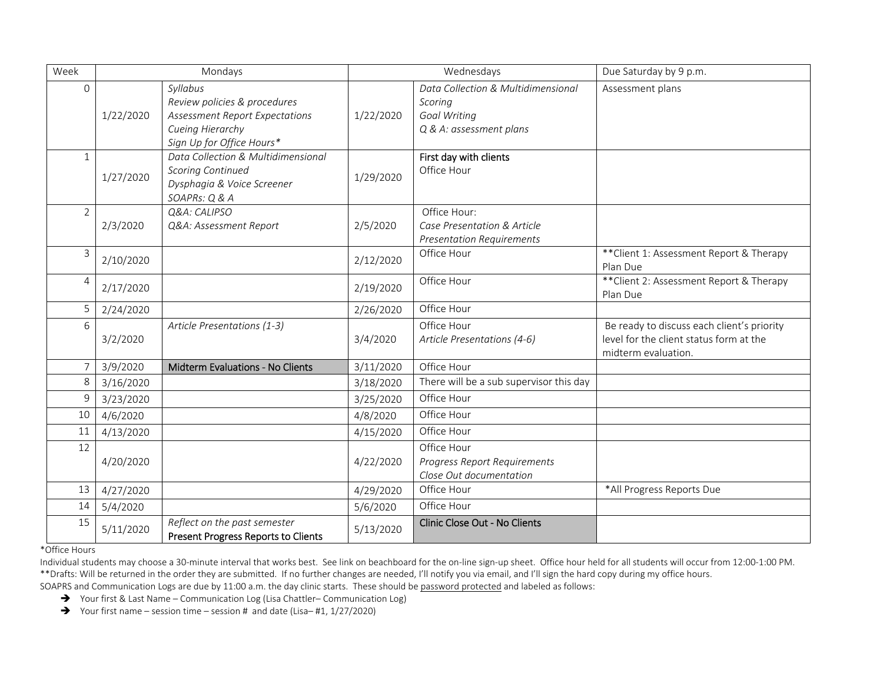| Week | Mondays | | Wednesdays | | Due Saturday by 9 p.m. |
|---|---|---|---|---|---|
| 0 | 1/22/2020 | *Syllabus*<br>*Review policies & procedures*<br>*Assessment Report Expectations*<br>*Cueing Hierarchy*<br>*Sign Up for Office Hours** | 1/22/2020 | *Data Collection & Multidimensional Scoring*<br>*Goal Writing*<br>*Q & A: assessment plans* | Assessment plans |
| 1 | 1/27/2020 | *Data Collection & Multidimensional Scoring Continued*<br>*Dysphagia & Voice Screener*<br>*SOAPRs: Q & A* | 1/29/2020 | First day with clients<br>Office Hour | |
| 2 | 2/3/2020 | *Q&A: CALIPSO*<br>*Q&A: Assessment Report* | 2/5/2020 | Office Hour:<br>*Case Presentation & Article Presentation Requirements* | |
| 3 | 2/10/2020 | | 2/12/2020 | Office Hour | **Client 1: Assessment Report & Therapy Plan Due |
| 4 | 2/17/2020 | | 2/19/2020 | Office Hour | **Client 2: Assessment Report & Therapy Plan Due |
| 5 | 2/24/2020 | | 2/26/2020 | Office Hour | |
| 6 | 3/2/2020 | *Article Presentations (1-3)* | 3/4/2020 | Office Hour<br>*Article Presentations (4-6)* | Be ready to discuss each client's priority level for the client status form at the midterm evaluation. |
| 7 | 3/9/2020 | Midterm Evaluations - No Clients | 3/11/2020 | Office Hour | |
| 8 | 3/16/2020 | | 3/18/2020 | There will be a sub supervisor this day | |
| 9 | 3/23/2020 | | 3/25/2020 | Office Hour | |
| 10 | 4/6/2020 | | 4/8/2020 | Office Hour | |
| 11 | 4/13/2020 | | 4/15/2020 | Office Hour | |
| 12 | 4/20/2020 | | 4/22/2020 | Office Hour<br>*Progress Report Requirements*<br>*Close Out documentation* | |
| 13 | 4/27/2020 | | 4/29/2020 | Office Hour | *All Progress Reports Due |
| 14 | 5/4/2020 | | 5/6/2020 | Office Hour | |
| 15 | 5/11/2020 | *Reflect on the past semester*<br>Present Progress Reports to Clients | 5/13/2020 | Clinic Close Out - No Clients | |

*Office Hours

Individual students may choose a 30-minute interval that works best. See link on beachboard for the on-line sign-up sheet. Office hour held for all students will occur from 12:00-1:00 PM.

**Drafts: Will be returned in the order they are submitted. If no further changes are needed, I'll notify you via email, and I'll sign the hard copy during my office hours.

SOAPRS and Communication Logs are due by 11:00 a.m. the day clinic starts. These should be <u>password protected</u> and labeled as follows:

- ➔ Your first & Last Name – Communication Log (Lisa Chattler– Communication Log)
- ➔ Your first name – session time – session # and date (Lisa– #1, 1/27/2020)